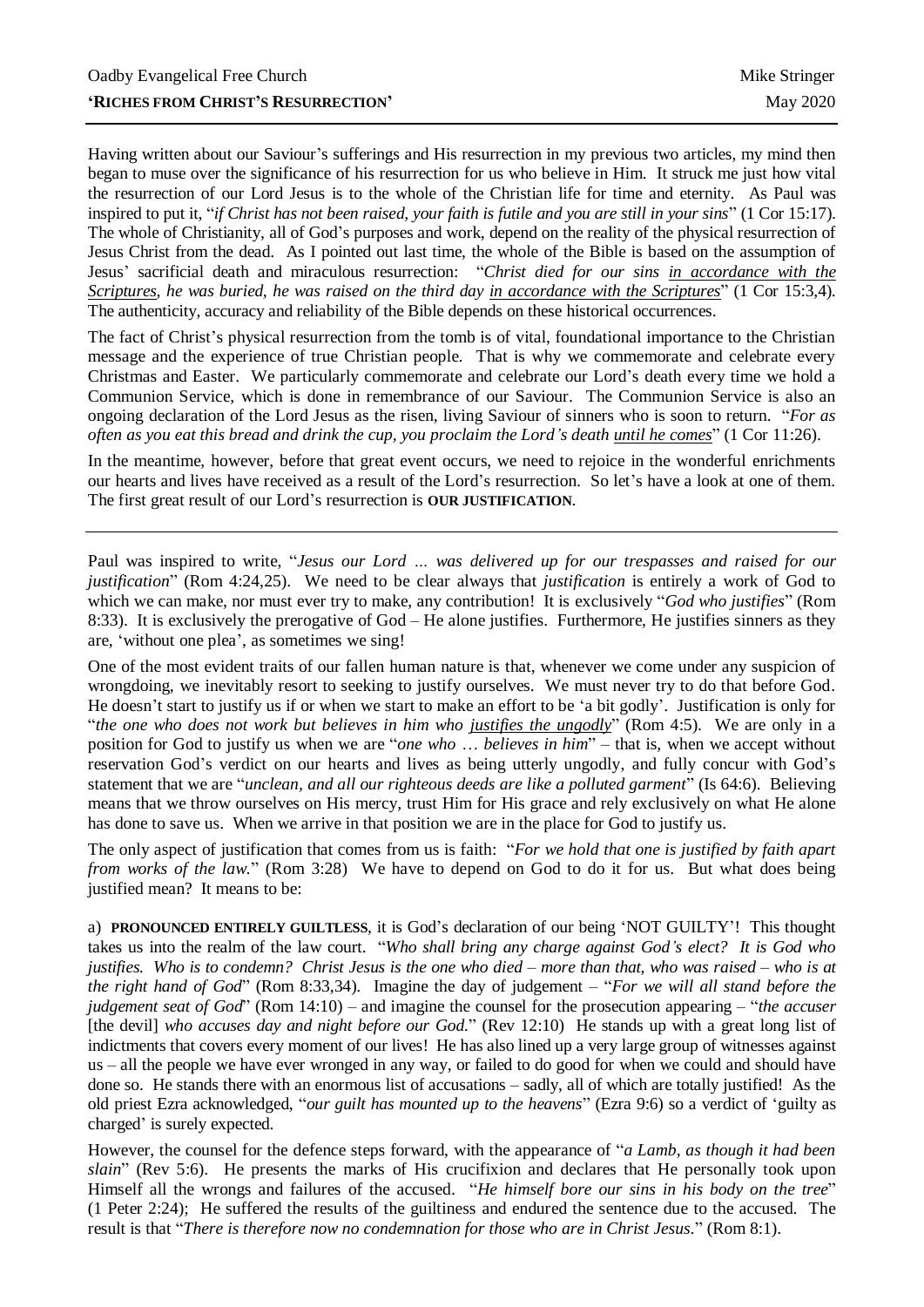Oadby Evangelical Free Church — Mike Stringer

# 'RICHES FROM CHRIST'S RESURRECTION'

May 2020

Having written about our Saviour's sufferings and His resurrection in my previous two articles, my mind then began to muse over the significance of his resurrection for us who believe in Him. It struck me just how vital the resurrection of our Lord Jesus is to the whole of the Christian life for time and eternity. As Paul was inspired to put it, "*if Christ has not been raised, your faith is futile and you are still in your sins*" (1 Cor 15:17). The whole of Christianity, all of God's purposes and work, depend on the reality of the physical resurrection of Jesus Christ from the dead. As I pointed out last time, the whole of the Bible is based on the assumption of Jesus' sacrificial death and miraculous resurrection: "*Christ died for our sins <u>in accordance with the Scriptures</u>, he was buried, he was raised on the third day <u>in accordance with the Scriptures</u>*" (1 Cor 15:3,4). The authenticity, accuracy and reliability of the Bible depends on these historical occurrences.

The fact of Christ's physical resurrection from the tomb is of vital, foundational importance to the Christian message and the experience of true Christian people. That is why we commemorate and celebrate every Christmas and Easter. We particularly commemorate and celebrate our Lord's death every time we hold a Communion Service, which is done in remembrance of our Saviour. The Communion Service is also an ongoing declaration of the Lord Jesus as the risen, living Saviour of sinners who is soon to return. "*For as often as you eat this bread and drink the cup, you proclaim the Lord's death <u>until he comes</u>*" (1 Cor 11:26).

In the meantime, however, before that great event occurs, we need to rejoice in the wonderful enrichments our hearts and lives have received as a result of the Lord's resurrection. So let's have a look at one of them. The first great result of our Lord's resurrection is **OUR JUSTIFICATION**.

---

Paul was inspired to write, "*Jesus our Lord ... was delivered up for our trespasses and raised for our justification*" (Rom 4:24,25). We need to be clear always that *justification* is entirely a work of God to which we can make, nor must ever try to make, any contribution! It is exclusively "*God who justifies*" (Rom 8:33). It is exclusively the prerogative of God – He alone justifies. Furthermore, He justifies sinners as they are, 'without one plea', as sometimes we sing!

One of the most evident traits of our fallen human nature is that, whenever we come under any suspicion of wrongdoing, we inevitably resort to seeking to justify ourselves. We must never try to do that before God. He doesn't start to justify us if or when we start to make an effort to be 'a bit godly'. Justification is only for "*the one who does not work but believes in him who <u>justifies the ungodly</u>*" (Rom 4:5). We are only in a position for God to justify us when we are "*one who … believes in him*" – that is, when we accept without reservation God's verdict on our hearts and lives as being utterly ungodly, and fully concur with God's statement that we are "*unclean, and all our righteous deeds are like a polluted garment*" (Is 64:6). Believing means that we throw ourselves on His mercy, trust Him for His grace and rely exclusively on what He alone has done to save us. When we arrive in that position we are in the place for God to justify us.

The only aspect of justification that comes from us is faith: "*For we hold that one is justified by faith apart from works of the law.*" (Rom 3:28) We have to depend on God to do it for us. But what does being justified mean? It means to be:

a) **PRONOUNCED ENTIRELY GUILTLESS**, it is God's declaration of our being 'NOT GUILTY'! This thought takes us into the realm of the law court. "*Who shall bring any charge against God's elect? It is God who justifies. Who is to condemn? Christ Jesus is the one who died – more than that, who was raised – who is at the right hand of God*" (Rom 8:33,34). Imagine the day of judgement – "*For we will all stand before the judgement seat of God*" (Rom 14:10) – and imagine the counsel for the prosecution appearing – "*the accuser* [the devil] *who accuses day and night before our God.*" (Rev 12:10) He stands up with a great long list of indictments that covers every moment of our lives! He has also lined up a very large group of witnesses against us – all the people we have ever wronged in any way, or failed to do good for when we could and should have done so. He stands there with an enormous list of accusations – sadly, all of which are totally justified! As the old priest Ezra acknowledged, "*our guilt has mounted up to the heavens*" (Ezra 9:6) so a verdict of 'guilty as charged' is surely expected.

However, the counsel for the defence steps forward, with the appearance of "*a Lamb, as though it had been slain*" (Rev 5:6). He presents the marks of His crucifixion and declares that He personally took upon Himself all the wrongs and failures of the accused. "*He himself bore our sins in his body on the tree*" (1 Peter 2:24); He suffered the results of the guiltiness and endured the sentence due to the accused. The result is that "*There is therefore now no condemnation for those who are in Christ Jesus.*" (Rom 8:1).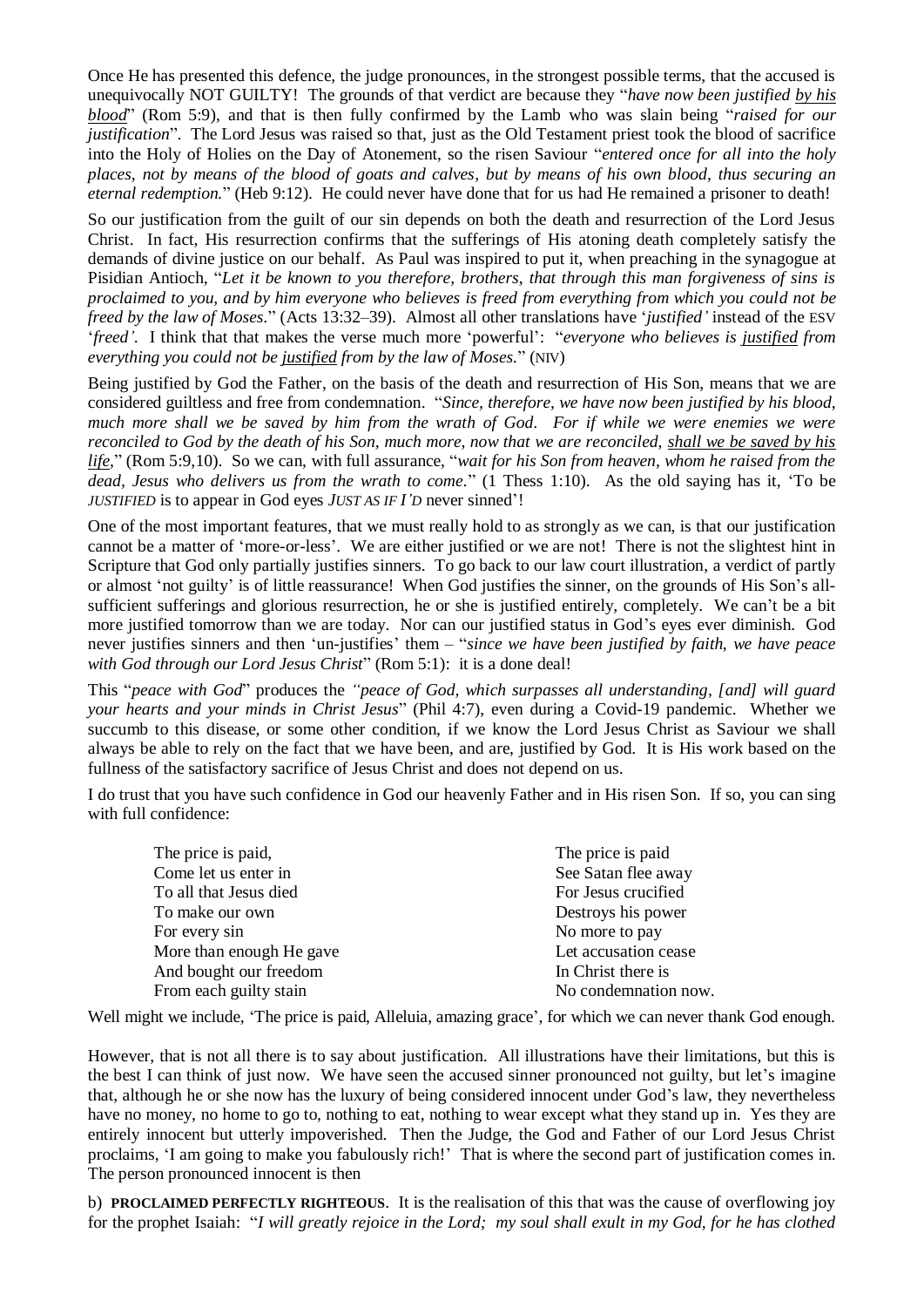Once He has presented this defence, the judge pronounces, in the strongest possible terms, that the accused is unequivocally NOT GUILTY! The grounds of that verdict are because they "*have now been justified by his blood*" (Rom 5:9), and that is then fully confirmed by the Lamb who was slain being "*raised for our justification*". The Lord Jesus was raised so that, just as the Old Testament priest took the blood of sacrifice into the Holy of Holies on the Day of Atonement, so the risen Saviour "*entered once for all into the holy places, not by means of the blood of goats and calves, but by means of his own blood, thus securing an eternal redemption.*" (Heb 9:12). He could never have done that for us had He remained a prisoner to death!

So our justification from the guilt of our sin depends on both the death and resurrection of the Lord Jesus Christ. In fact, His resurrection confirms that the sufferings of His atoning death completely satisfy the demands of divine justice on our behalf. As Paul was inspired to put it, when preaching in the synagogue at Pisidian Antioch, "*Let it be known to you therefore, brothers, that through this man forgiveness of sins is proclaimed to you, and by him everyone who believes is freed from everything from which you could not be freed by the law of Moses.*" (Acts 13:32–39). Almost all other translations have '*justified'* instead of the ESV '*freed'*. I think that that makes the verse much more 'powerful': "*everyone who believes is justified from everything you could not be justified from by the law of Moses.*" (NIV)

Being justified by God the Father, on the basis of the death and resurrection of His Son, means that we are considered guiltless and free from condemnation. "*Since, therefore, we have now been justified by his blood, much more shall we be saved by him from the wrath of God. For if while we were enemies we were reconciled to God by the death of his Son, much more, now that we are reconciled, shall we be saved by his life,*" (Rom 5:9,10). So we can, with full assurance, "*wait for his Son from heaven, whom he raised from the dead, Jesus who delivers us from the wrath to come.*" (1 Thess 1:10). As the old saying has it, 'To be *JUSTIFIED* is to appear in God eyes *JUST AS IF I'D* never sinned'!

One of the most important features, that we must really hold to as strongly as we can, is that our justification cannot be a matter of 'more-or-less'. We are either justified or we are not! There is not the slightest hint in Scripture that God only partially justifies sinners. To go back to our law court illustration, a verdict of partly or almost 'not guilty' is of little reassurance! When God justifies the sinner, on the grounds of His Son's all-sufficient sufferings and glorious resurrection, he or she is justified entirely, completely. We can't be a bit more justified tomorrow than we are today. Nor can our justified status in God's eyes ever diminish. God never justifies sinners and then 'un-justifies' them – "*since we have been justified by faith, we have peace with God through our Lord Jesus Christ*" (Rom 5:1): it is a done deal!

This "*peace with God*" produces the *"peace of God, which surpasses all understanding, [and] will guard your hearts and your minds in Christ Jesus*" (Phil 4:7), even during a Covid-19 pandemic. Whether we succumb to this disease, or some other condition, if we know the Lord Jesus Christ as Saviour we shall always be able to rely on the fact that we have been, and are, justified by God. It is His work based on the fullness of the satisfactory sacrifice of Jesus Christ and does not depend on us.

I do trust that you have such confidence in God our heavenly Father and in His risen Son. If so, you can sing with full confidence:

The price is paid,
Come let us enter in
To all that Jesus died
To make our own
For every sin
More than enough He gave
And bought our freedom
From each guilty stain

The price is paid
See Satan flee away
For Jesus crucified
Destroys his power
No more to pay
Let accusation cease
In Christ there is
No condemnation now.

Well might we include, 'The price is paid, Alleluia, amazing grace', for which we can never thank God enough.

However, that is not all there is to say about justification. All illustrations have their limitations, but this is the best I can think of just now. We have seen the accused sinner pronounced not guilty, but let's imagine that, although he or she now has the luxury of being considered innocent under God's law, they nevertheless have no money, no home to go to, nothing to eat, nothing to wear except what they stand up in. Yes they are entirely innocent but utterly impoverished. Then the Judge, the God and Father of our Lord Jesus Christ proclaims, 'I am going to make you fabulously rich!' That is where the second part of justification comes in. The person pronounced innocent is then

b) **PROCLAIMED PERFECTLY RIGHTEOUS**. It is the realisation of this that was the cause of overflowing joy for the prophet Isaiah: "*I will greatly rejoice in the Lord; my soul shall exult in my God, for he has clothed*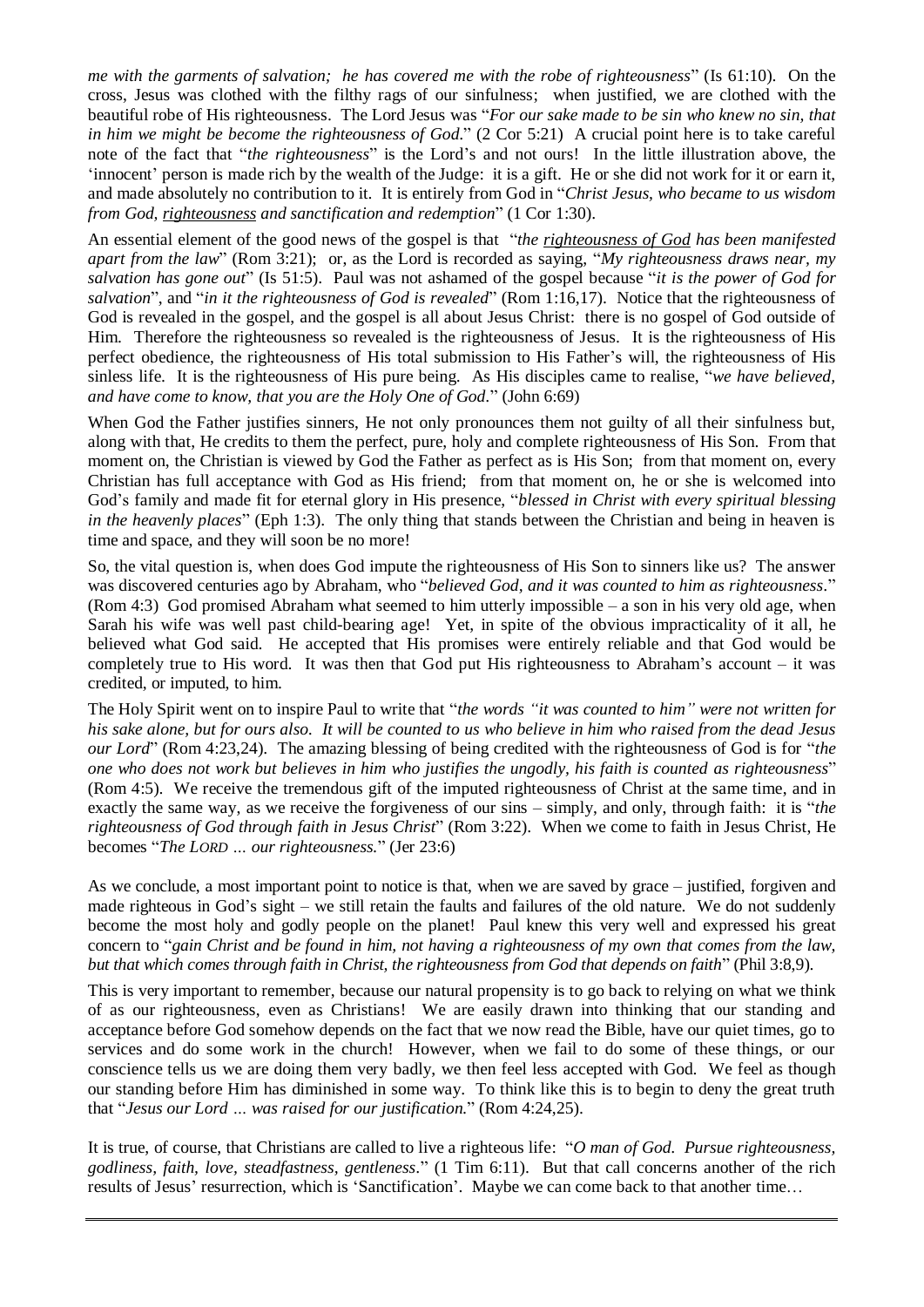*me with the garments of salvation; he has covered me with the robe of righteousness*" (Is 61:10). On the cross, Jesus was clothed with the filthy rags of our sinfulness; when justified, we are clothed with the beautiful robe of His righteousness. The Lord Jesus was "*For our sake made to be sin who knew no sin, that in him we might be become the righteousness of God.*" (2 Cor 5:21) A crucial point here is to take careful note of the fact that "*the righteousness*" is the Lord's and not ours! In the little illustration above, the 'innocent' person is made rich by the wealth of the Judge: it is a gift. He or she did not work for it or earn it, and made absolutely no contribution to it. It is entirely from God in "*Christ Jesus, who became to us wisdom from God, righteousness and sanctification and redemption*" (1 Cor 1:30).

An essential element of the good news of the gospel is that "*the righteousness of God has been manifested apart from the law*" (Rom 3:21); or, as the Lord is recorded as saying, "*My righteousness draws near, my salvation has gone out*" (Is 51:5). Paul was not ashamed of the gospel because "*it is the power of God for salvation*", and "*in it the righteousness of God is revealed*" (Rom 1:16,17). Notice that the righteousness of God is revealed in the gospel, and the gospel is all about Jesus Christ: there is no gospel of God outside of Him. Therefore the righteousness so revealed is the righteousness of Jesus. It is the righteousness of His perfect obedience, the righteousness of His total submission to His Father's will, the righteousness of His sinless life. It is the righteousness of His pure being. As His disciples came to realise, "*we have believed, and have come to know, that you are the Holy One of God.*" (John 6:69)

When God the Father justifies sinners, He not only pronounces them not guilty of all their sinfulness but, along with that, He credits to them the perfect, pure, holy and complete righteousness of His Son. From that moment on, the Christian is viewed by God the Father as perfect as is His Son; from that moment on, every Christian has full acceptance with God as His friend; from that moment on, he or she is welcomed into God's family and made fit for eternal glory in His presence, "*blessed in Christ with every spiritual blessing in the heavenly places*" (Eph 1:3). The only thing that stands between the Christian and being in heaven is time and space, and they will soon be no more!

So, the vital question is, when does God impute the righteousness of His Son to sinners like us? The answer was discovered centuries ago by Abraham, who "*believed God, and it was counted to him as righteousness.*" (Rom 4:3) God promised Abraham what seemed to him utterly impossible – a son in his very old age, when Sarah his wife was well past child-bearing age! Yet, in spite of the obvious impracticality of it all, he believed what God said. He accepted that His promises were entirely reliable and that God would be completely true to His word. It was then that God put His righteousness to Abraham's account – it was credited, or imputed, to him.

The Holy Spirit went on to inspire Paul to write that "*the words "it was counted to him" were not written for his sake alone, but for ours also. It will be counted to us who believe in him who raised from the dead Jesus our Lord*" (Rom 4:23,24). The amazing blessing of being credited with the righteousness of God is for "*the one who does not work but believes in him who justifies the ungodly, his faith is counted as righteousness*" (Rom 4:5). We receive the tremendous gift of the imputed righteousness of Christ at the same time, and in exactly the same way, as we receive the forgiveness of our sins – simply, and only, through faith: it is "*the righteousness of God through faith in Jesus Christ*" (Rom 3:22). When we come to faith in Jesus Christ, He becomes "*The LORD … our righteousness.*" (Jer 23:6)

As we conclude, a most important point to notice is that, when we are saved by grace – justified, forgiven and made righteous in God's sight – we still retain the faults and failures of the old nature. We do not suddenly become the most holy and godly people on the planet! Paul knew this very well and expressed his great concern to "*gain Christ and be found in him, not having a righteousness of my own that comes from the law, but that which comes through faith in Christ, the righteousness from God that depends on faith*" (Phil 3:8,9).

This is very important to remember, because our natural propensity is to go back to relying on what we think of as our righteousness, even as Christians! We are easily drawn into thinking that our standing and acceptance before God somehow depends on the fact that we now read the Bible, have our quiet times, go to services and do some work in the church! However, when we fail to do some of these things, or our conscience tells us we are doing them very badly, we then feel less accepted with God. We feel as though our standing before Him has diminished in some way. To think like this is to begin to deny the great truth that "*Jesus our Lord … was raised for our justification.*" (Rom 4:24,25).

It is true, of course, that Christians are called to live a righteous life: "*O man of God. Pursue righteousness, godliness, faith, love, steadfastness, gentleness.*" (1 Tim 6:11). But that call concerns another of the rich results of Jesus' resurrection, which is 'Sanctification'. Maybe we can come back to that another time…